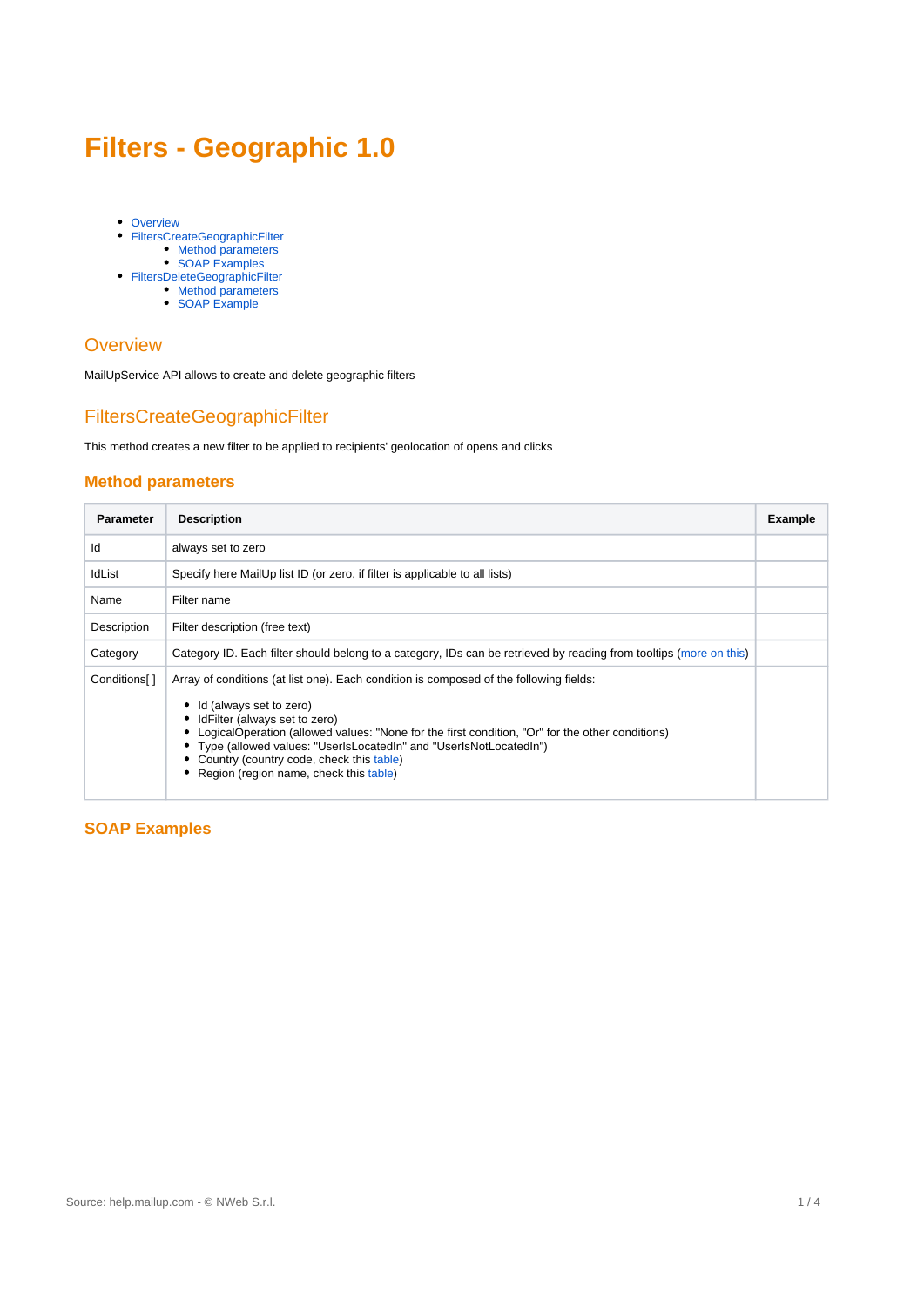# Filters - Geographic 1.0

- Overview
- FiltersCreateGeographicFilter
  - Method parameters
  - SOAP Examples
- FiltersDeleteGeographicFilter
  - Method parameters
  - SOAP Example

## Overview

MailUpService API allows to create and delete geographic filters

## FiltersCreateGeographicFilter

This method creates a new filter to be applied to recipients' geolocation of opens and clicks

### Method parameters

| Parameter | Description | Example |
|---|---|---|
| Id | always set to zero | |
| IdList | Specify here MailUp list ID (or zero, if filter is applicable to all lists) | |
| Name | Filter name | |
| Description | Filter description (free text) | |
| Category | Category ID. Each filter should belong to a category, IDs can be retrieved by reading from tooltips (more on this) | |
| Conditions[ ] | Array of conditions (at list one). Each condition is composed of the following fields:<br>• Id (always set to zero)<br>• IdFilter (always set to zero)<br>• LogicalOperation (allowed values: "None for the first condition, "Or" for the other conditions)<br>• Type (allowed values: "UserIsLocatedIn" and "UserIsNotLocatedIn")<br>• Country (country code, check this table)<br>• Region (region name, check this table) | |

### SOAP Examples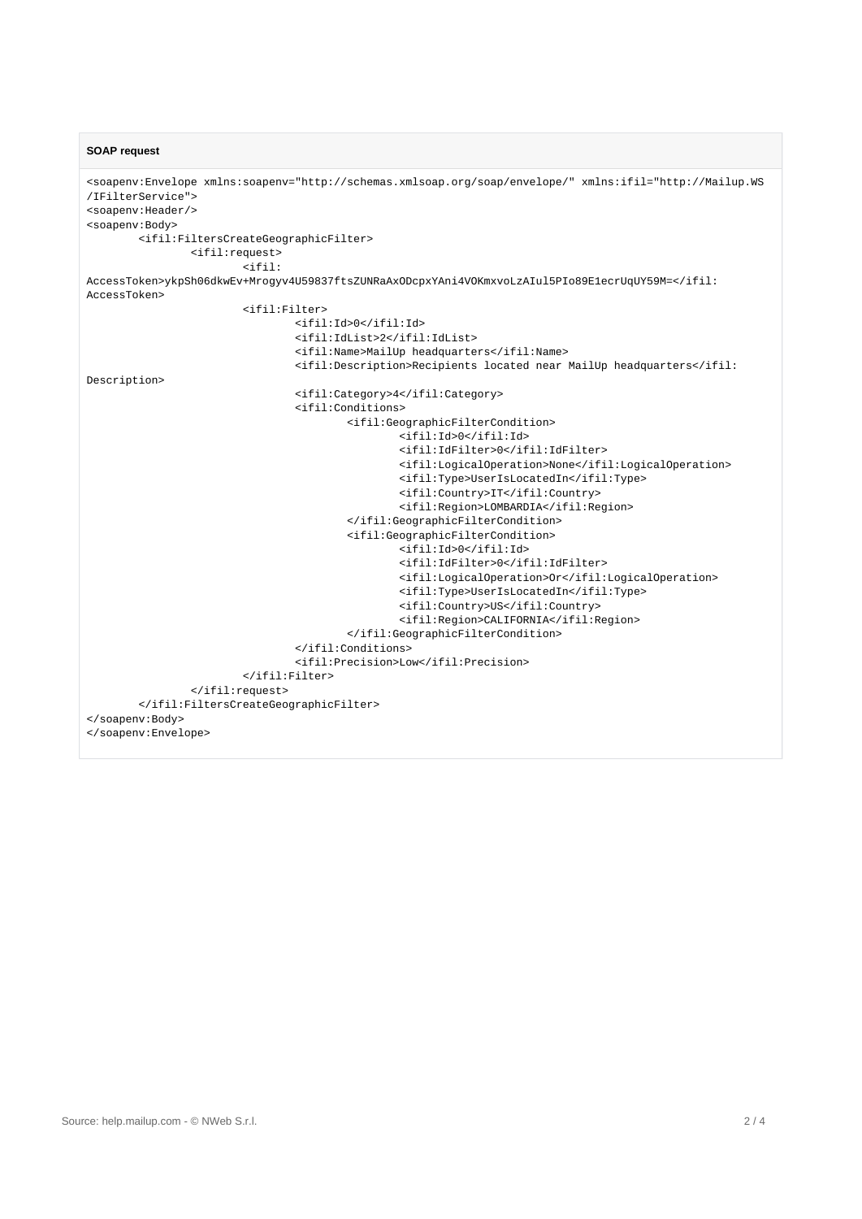**SOAP request**

```
<soapenv:Envelope xmlns:soapenv="http://schemas.xmlsoap.org/soap/envelope/" xmlns:ifil="http://Mailup.WS/IFilterService">
<soapenv:Header/>
<soapenv:Body>
        <ifil:FiltersCreateGeographicFilter>
                <ifil:request>
                        <ifil:AccessToken>ykpSh06dkwEv+Mrogyv4U59837ftsZUNRaAxODcpxYAni4VOKmxvoLzAIul5PIo89E1ecrUqUY59M=</ifil:AccessToken>
                        <ifil:Filter>
                                <ifil:Id>0</ifil:Id>
                                <ifil:IdList>2</ifil:IdList>
                                <ifil:Name>MailUp headquarters</ifil:Name>
                                <ifil:Description>Recipients located near MailUp headquarters</ifil:Description>
                                <ifil:Category>4</ifil:Category>
                                <ifil:Conditions>
                                        <ifil:GeographicFilterCondition>
                                                <ifil:Id>0</ifil:Id>
                                                <ifil:IdFilter>0</ifil:IdFilter>
                                                <ifil:LogicalOperation>None</ifil:LogicalOperation>
                                                <ifil:Type>UserIsLocatedIn</ifil:Type>
                                                <ifil:Country>IT</ifil:Country>
                                                <ifil:Region>LOMBARDIA</ifil:Region>
                                        </ifil:GeographicFilterCondition>
                                        <ifil:GeographicFilterCondition>
                                                <ifil:Id>0</ifil:Id>
                                                <ifil:IdFilter>0</ifil:IdFilter>
                                                <ifil:LogicalOperation>Or</ifil:LogicalOperation>
                                                <ifil:Type>UserIsLocatedIn</ifil:Type>
                                                <ifil:Country>US</ifil:Country>
                                                <ifil:Region>CALIFORNIA</ifil:Region>
                                        </ifil:GeographicFilterCondition>
                                </ifil:Conditions>
                                <ifil:Precision>Low</ifil:Precision>
                        </ifil:Filter>
                </ifil:request>
        </ifil:FiltersCreateGeographicFilter>
</soapenv:Body>
</soapenv:Envelope>
```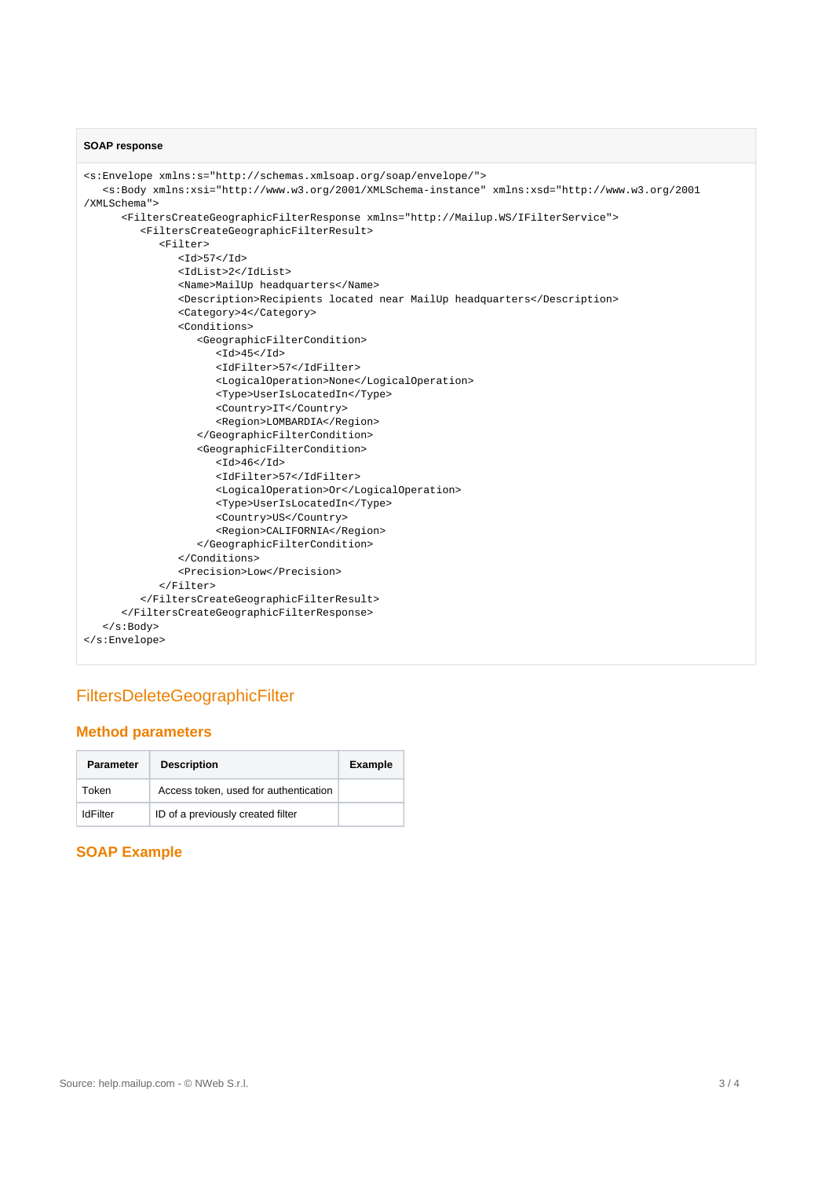**SOAP response**

```
<s:Envelope xmlns:s="http://schemas.xmlsoap.org/soap/envelope/">
   <s:Body xmlns:xsi="http://www.w3.org/2001/XMLSchema-instance" xmlns:xsd="http://www.w3.org/2001
/XMLSchema">
      <FiltersCreateGeographicFilterResponse xmlns="http://Mailup.WS/IFilterService">
         <FiltersCreateGeographicFilterResult>
            <Filter>
               <Id>57</Id>
               <IdList>2</IdList>
               <Name>MailUp headquarters</Name>
               <Description>Recipients located near MailUp headquarters</Description>
               <Category>4</Category>
               <Conditions>
                  <GeographicFilterCondition>
                     <Id>45</Id>
                     <IdFilter>57</IdFilter>
                     <LogicalOperation>None</LogicalOperation>
                     <Type>UserIsLocatedIn</Type>
                     <Country>IT</Country>
                     <Region>LOMBARDIA</Region>
                  </GeographicFilterCondition>
                  <GeographicFilterCondition>
                     <Id>46</Id>
                     <IdFilter>57</IdFilter>
                     <LogicalOperation>Or</LogicalOperation>
                     <Type>UserIsLocatedIn</Type>
                     <Country>US</Country>
                     <Region>CALIFORNIA</Region>
                  </GeographicFilterCondition>
               </Conditions>
               <Precision>Low</Precision>
            </Filter>
         </FiltersCreateGeographicFilterResult>
      </FiltersCreateGeographicFilterResponse>
   </s:Body>
</s:Envelope>
```

## FiltersDeleteGeographicFilter

### Method parameters

| Parameter | Description | Example |
|---|---|---|
| Token | Access token, used for authentication | |
| IdFilter | ID of a previously created filter | |

### SOAP Example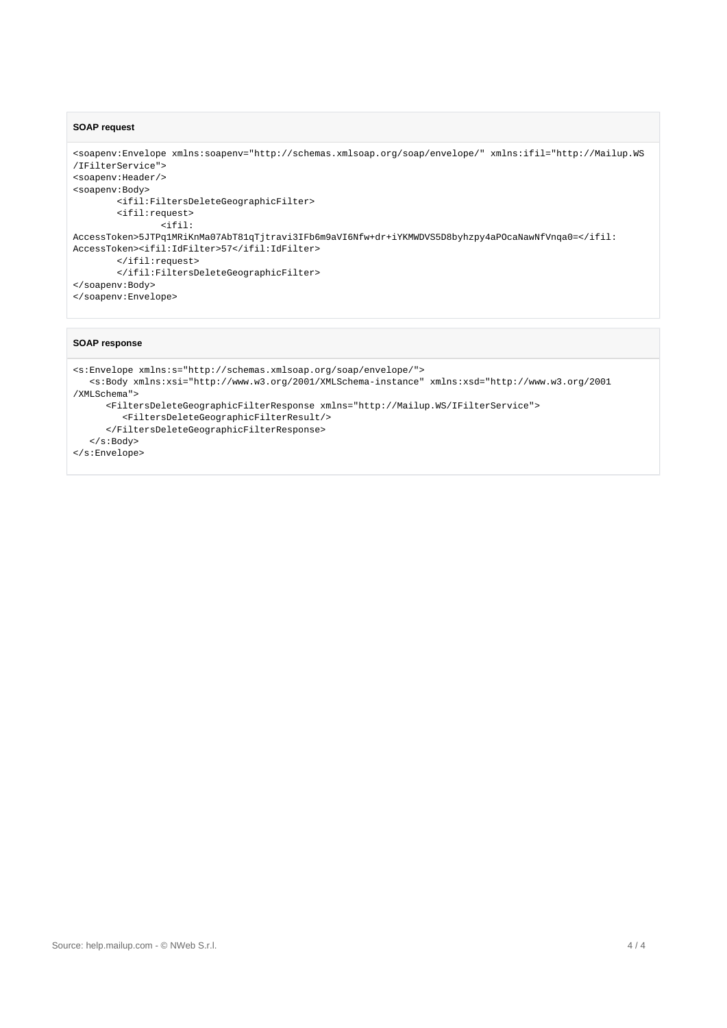**SOAP request**

```
<soapenv:Envelope xmlns:soapenv="http://schemas.xmlsoap.org/soap/envelope/" xmlns:ifil="http://Mailup.WS
/IFilterService">
<soapenv:Header/>
<soapenv:Body>
        <ifil:FiltersDeleteGeographicFilter>
        <ifil:request>
                <ifil:
AccessToken>5JTPq1MRiKnMa07AbT81qTjtravi3IFb6m9aVI6Nfw+dr+iYKMWDVS5D8byhzpy4aPOcaNawNfVnqa0=</ifil:
AccessToken><ifil:IdFilter>57</ifil:IdFilter>
        </ifil:request>
        </ifil:FiltersDeleteGeographicFilter>
</soapenv:Body>
</soapenv:Envelope>
```

**SOAP response**

```
<s:Envelope xmlns:s="http://schemas.xmlsoap.org/soap/envelope/">
   <s:Body xmlns:xsi="http://www.w3.org/2001/XMLSchema-instance" xmlns:xsd="http://www.w3.org/2001
/XMLSchema">
      <FiltersDeleteGeographicFilterResponse xmlns="http://Mailup.WS/IFilterService">
         <FiltersDeleteGeographicFilterResult/>
      </FiltersDeleteGeographicFilterResponse>
   </s:Body>
</s:Envelope>
```

Source: help.mailup.com - © NWeb S.r.l.